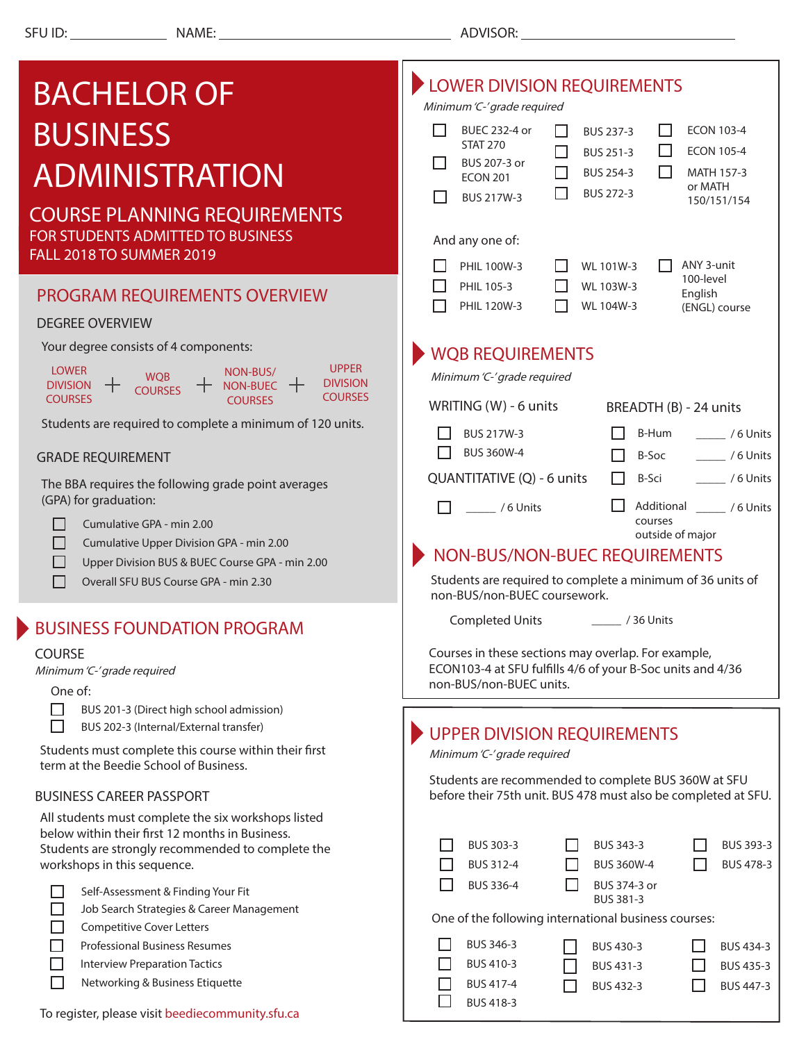SFU ID: ______________ NAME: ______________________________________ ADVISOR: ______________________________

# BACHELOR OF BUSINESS ADMINISTRATION

## COURSE PLANNING REQUIREMENTS

FOR STUDENTS ADMITTED TO BUSINESS
FALL 2018 TO SUMMER 2019

## PROGRAM REQUIREMENTS OVERVIEW

### DEGREE OVERVIEW

Your degree consists of 4 components:

LOWER DIVISION COURSES + WQB COURSES + NON-BUS/ NON-BUEC COURSES + UPPER DIVISION COURSES

Students are required to complete a minimum of 120 units.

### GRADE REQUIREMENT

The BBA requires the following grade point averages (GPA) for graduation:

- ☐ Cumulative GPA - min 2.00
- ☐ Cumulative Upper Division GPA - min 2.00
- ☐ Upper Division BUS & BUEC Course GPA - min 2.00
- ☐ Overall SFU BUS Course GPA - min 2.30

## BUSINESS FOUNDATION PROGRAM

### COURSE

*Minimum 'C-' grade required*

One of:

- ☐ BUS 201-3 (Direct high school admission)
- ☐ BUS 202-3 (Internal/External transfer)

Students must complete this course within their first term at the Beedie School of Business.

### BUSINESS CAREER PASSPORT

All students must complete the six workshops listed below within their first 12 months in Business. Students are strongly recommended to complete the workshops in this sequence.

- ☐ Self-Assessment & Finding Your Fit
- ☐ Job Search Strategies & Career Management
- ☐ Competitive Cover Letters
- ☐ Professional Business Resumes
- ☐ Interview Preparation Tactics
- ☐ Networking & Business Etiquette

To register, please visit beediecommunity.sfu.ca

## LOWER DIVISION REQUIREMENTS

*Minimum 'C-' grade required*

- ☐ BUEC 232-4 or STAT 270
- ☐ BUS 207-3 or ECON 201
- ☐ BUS 217W-3
- ☐ BUS 237-3
- ☐ BUS 251-3
- ☐ BUS 254-3
- ☐ BUS 272-3
- ☐ ECON 103-4
- ☐ ECON 105-4
- ☐ MATH 157-3 or MATH 150/151/154

And any one of:

- ☐ PHIL 100W-3
- ☐ PHIL 105-3
- ☐ PHIL 120W-3
- ☐ WL 101W-3
- ☐ WL 103W-3
- ☐ WL 104W-3
- ☐ ANY 3-unit 100-level English (ENGL) course

## WQB REQUIREMENTS

*Minimum 'C-' grade required*

### WRITING (W) - 6 units

- ☐ BUS 217W-3
- ☐ BUS 360W-4

### QUANTITATIVE (Q) - 6 units

- ☐ _____ / 6 Units

### BREADTH (B) - 24 units

- ☐ B-Hum _____ / 6 Units
- ☐ B-Soc _____ / 6 Units
- ☐ B-Sci _____ / 6 Units
- ☐ Additional courses outside of major _____ / 6 Units

## NON-BUS/NON-BUEC REQUIREMENTS

Students are required to complete a minimum of 36 units of non-BUS/non-BUEC coursework.

Completed Units _____ / 36 Units

Courses in these sections may overlap. For example, ECON103-4 at SFU fulfills 4/6 of your B-Soc units and 4/36 non-BUS/non-BUEC units.

## UPPER DIVISION REQUIREMENTS

*Minimum 'C-' grade required*

Students are recommended to complete BUS 360W at SFU before their 75th unit. BUS 478 must also be completed at SFU.

- ☐ BUS 303-3
- ☐ BUS 312-4
- ☐ BUS 336-4
- ☐ BUS 343-3
- ☐ BUS 360W-4
- ☐ BUS 374-3 or BUS 381-3
- ☐ BUS 393-3
- ☐ BUS 478-3

One of the following international business courses:

- ☐ BUS 346-3
- ☐ BUS 410-3
- ☐ BUS 417-4
- ☐ BUS 418-3
- ☐ BUS 430-3
- ☐ BUS 431-3
- ☐ BUS 432-3
- ☐ BUS 434-3
- ☐ BUS 435-3
- ☐ BUS 447-3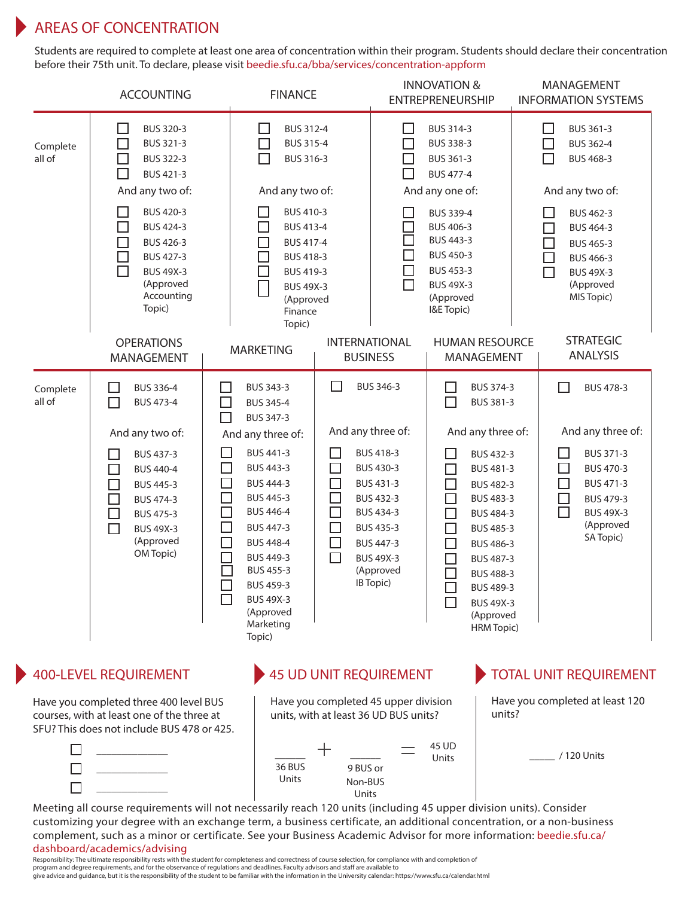## AREAS OF CONCENTRATION

Students are required to complete at least one area of concentration within their program. Students should declare their concentration before their 75th unit. To declare, please visit beedie.sfu.ca/bba/services/concentration-appform

| | ACCOUNTING | FINANCE | INNOVATION & ENTREPRENEURSHIP | MANAGEMENT INFORMATION SYSTEMS |
|---|---|---|---|---|
| Complete all of | ☐ BUS 320-3<br>☐ BUS 321-3<br>☐ BUS 322-3<br>☐ BUS 421-3 | ☐ BUS 312-4<br>☐ BUS 315-4<br>☐ BUS 316-3 | ☐ BUS 314-3<br>☐ BUS 338-3<br>☐ BUS 361-3<br>☐ BUS 477-4 | ☐ BUS 361-3<br>☐ BUS 362-4<br>☐ BUS 468-3 |
| | And any two of:<br>☐ BUS 420-3<br>☐ BUS 424-3<br>☐ BUS 426-3<br>☐ BUS 427-3<br>☐ BUS 49X-3 (Approved Accounting Topic) | And any two of:<br>☐ BUS 410-3<br>☐ BUS 413-4<br>☐ BUS 417-4<br>☐ BUS 418-3<br>☐ BUS 419-3<br>☐ BUS 49X-3 (Approved Finance Topic) | And any one of:<br>☐ BUS 339-4<br>☐ BUS 406-3<br>☐ BUS 443-3<br>☐ BUS 450-3<br>☐ BUS 453-3<br>☐ BUS 49X-3 (Approved I&E Topic) | And any two of:<br>☐ BUS 462-3<br>☐ BUS 464-3<br>☐ BUS 465-3<br>☐ BUS 466-3<br>☐ BUS 49X-3 (Approved MIS Topic) |

| | OPERATIONS MANAGEMENT | MARKETING | INTERNATIONAL BUSINESS | HUMAN RESOURCE MANAGEMENT | STRATEGIC ANALYSIS |
|---|---|---|---|---|---|
| Complete all of | ☐ BUS 336-4<br>☐ BUS 473-4 | ☐ BUS 343-3<br>☐ BUS 345-4<br>☐ BUS 347-3 | ☐ BUS 346-3 | ☐ BUS 374-3<br>☐ BUS 381-3 | ☐ BUS 478-3 |
| | And any two of:<br>☐ BUS 437-3<br>☐ BUS 440-4<br>☐ BUS 445-3<br>☐ BUS 474-3<br>☐ BUS 475-3<br>☐ BUS 49X-3 (Approved OM Topic) | And any three of:<br>☐ BUS 441-3<br>☐ BUS 443-3<br>☐ BUS 444-3<br>☐ BUS 445-3<br>☐ BUS 446-4<br>☐ BUS 447-3<br>☐ BUS 448-4<br>☐ BUS 449-3<br>☐ BUS 455-3<br>☐ BUS 459-3<br>☐ BUS 49X-3 (Approved Marketing Topic) | And any three of:<br>☐ BUS 418-3<br>☐ BUS 430-3<br>☐ BUS 431-3<br>☐ BUS 432-3<br>☐ BUS 434-3<br>☐ BUS 435-3<br>☐ BUS 447-3<br>☐ BUS 49X-3 (Approved IB Topic) | And any three of:<br>☐ BUS 432-3<br>☐ BUS 481-3<br>☐ BUS 482-3<br>☐ BUS 483-3<br>☐ BUS 484-3<br>☐ BUS 485-3<br>☐ BUS 486-3<br>☐ BUS 487-3<br>☐ BUS 488-3<br>☐ BUS 489-3<br>☐ BUS 49X-3 (Approved HRM Topic) | And any three of:<br>☐ BUS 371-3<br>☐ BUS 470-3<br>☐ BUS 471-3<br>☐ BUS 479-3<br>☐ BUS 49X-3 (Approved SA Topic) |

## 400-LEVEL REQUIREMENT

Have you completed three 400 level BUS courses, with at least one of the three at SFU? This does not include BUS 478 or 425.

☐ ____________
☐ ____________
☐ ____________

## 45 UD UNIT REQUIREMENT

Have you completed 45 upper division units, with at least 36 UD BUS units?

______ + ______ = 45 UD Units
36 BUS Units + 9 BUS or Non-BUS Units

## TOTAL UNIT REQUIREMENT

Have you completed at least 120 units?

_____ / 120 Units

Meeting all course requirements will not necessarily reach 120 units (including 45 upper division units). Consider customizing your degree with an exchange term, a business certificate, an additional concentration, or a non-business complement, such as a minor or certificate. See your Business Academic Advisor for more information: beedie.sfu.ca/dashboard/academics/advising

Responsibility: The ultimate responsibility rests with the student for completeness and correctness of course selection, for compliance with and completion of program and degree requirements, and for the observance of regulations and deadlines. Faculty advisors and staff are available to give advice and guidance, but it is the responsibility of the student to be familiar with the information in the University calendar: https://www.sfu.ca/calendar.html